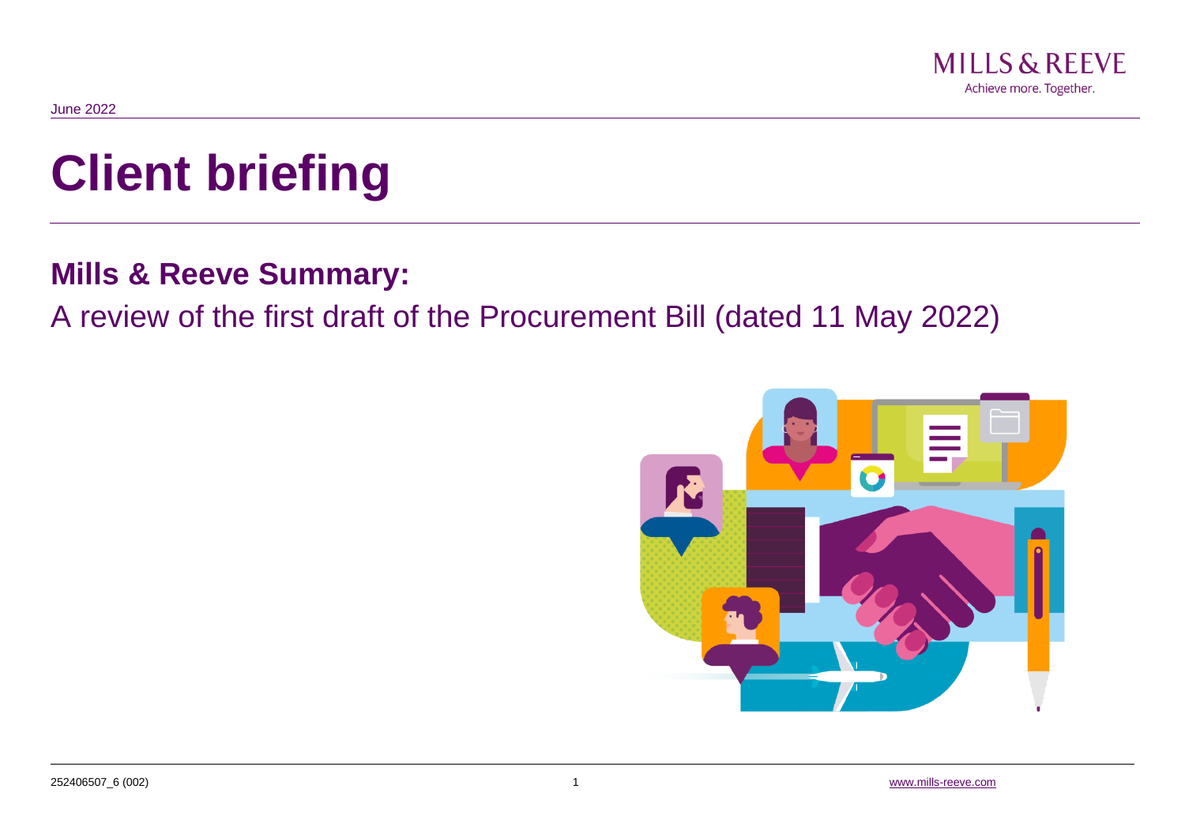MILLS & REEVE

Achieve more. Together.

June 2022

# Client briefing

## Mills & Reeve Summary:

A review of the first draft of the Procurement Bill (dated 11 May 2022)

252406507_6 (002)

www.mills-reeve.com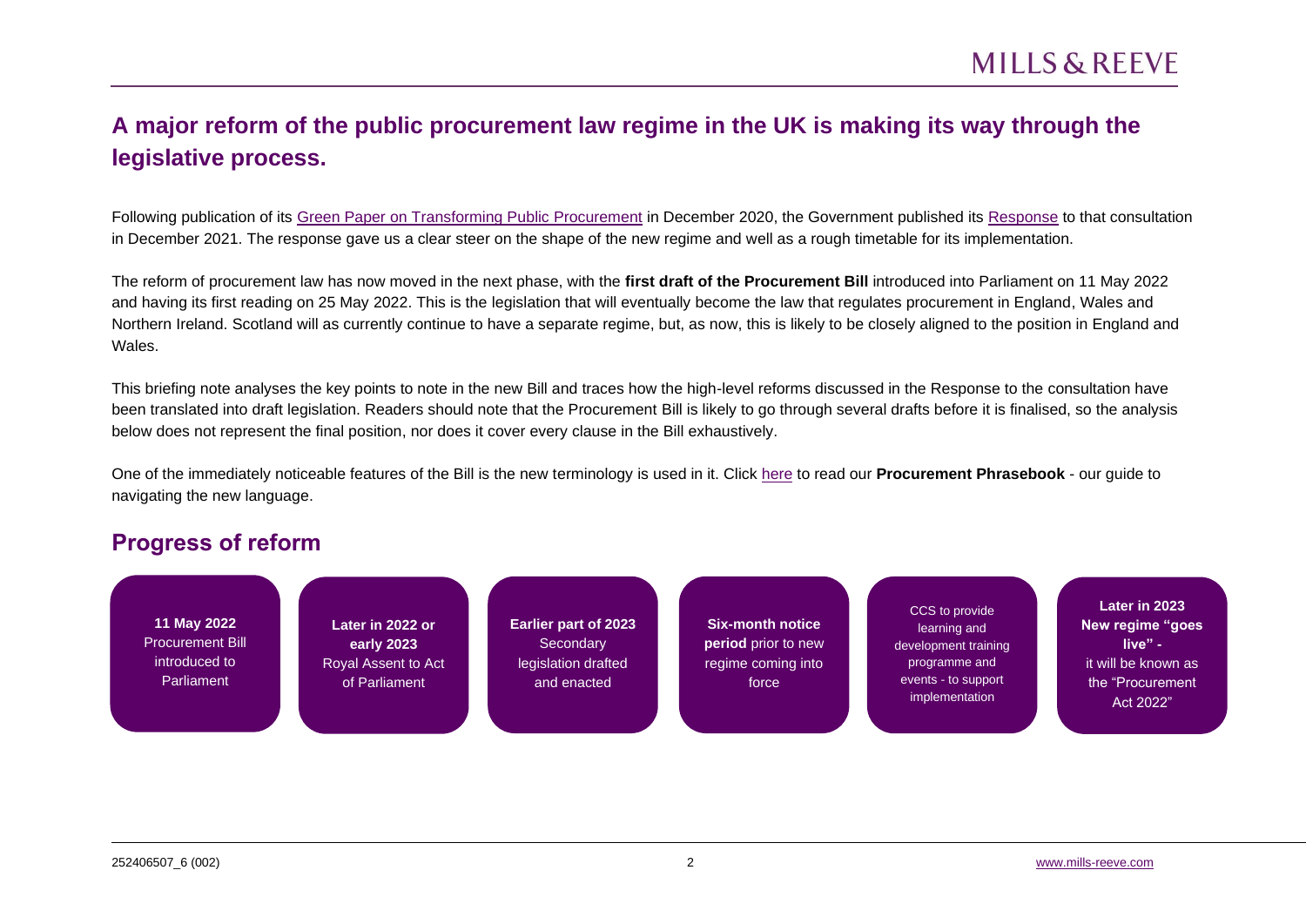## A major reform of the public procurement law regime in the UK is making its way through the legislative process.

Following publication of its Green Paper on Transforming Public Procurement in December 2020, the Government published its Response to that consultation in December 2021. The response gave us a clear steer on the shape of the new regime and well as a rough timetable for its implementation.

The reform of procurement law has now moved in the next phase, with the **first draft of the Procurement Bill** introduced into Parliament on 11 May 2022 and having its first reading on 25 May 2022. This is the legislation that will eventually become the law that regulates procurement in England, Wales and Northern Ireland. Scotland will as currently continue to have a separate regime, but, as now, this is likely to be closely aligned to the position in England and Wales.

This briefing note analyses the key points to note in the new Bill and traces how the high-level reforms discussed in the Response to the consultation have been translated into draft legislation. Readers should note that the Procurement Bill is likely to go through several drafts before it is finalised, so the analysis below does not represent the final position, nor does it cover every clause in the Bill exhaustively.

One of the immediately noticeable features of the Bill is the new terminology is used in it. Click here to read our **Procurement Phrasebook** - our guide to navigating the new language.

## Progress of reform

- **11 May 2022** Procurement Bill introduced to Parliament
- **Later in 2022 or early 2023** Royal Assent to Act of Parliament
- **Earlier part of 2023** Secondary legislation drafted and enacted
- **Six-month notice period** prior to new regime coming into force
- CCS to provide learning and development training programme and events - to support implementation
- **Later in 2023 New regime "goes live" -** it will be known as the "Procurement Act 2022"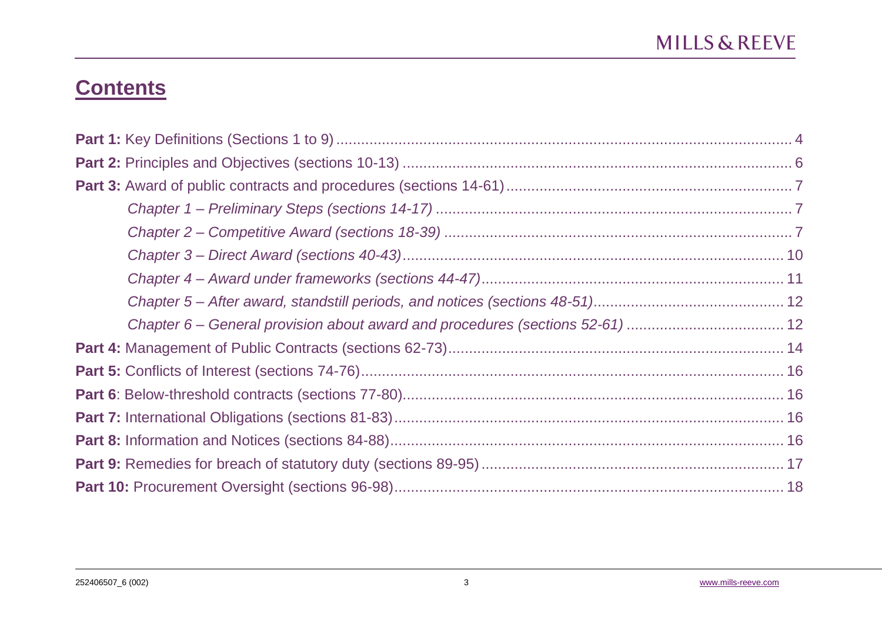# Contents

**Part 1:** Key Definitions (Sections 1 to 9) ... 4

**Part 2:** Principles and Objectives (sections 10-13) ... 6

**Part 3:** Award of public contracts and procedures (sections 14-61) ... 7

*Chapter 1 – Preliminary Steps (sections 14-17)* ... 7

*Chapter 2 – Competitive Award (sections 18-39)* ... 7

*Chapter 3 – Direct Award (sections 40-43)* ... 10

*Chapter 4 – Award under frameworks (sections 44-47)* ... 11

*Chapter 5 – After award, standstill periods, and notices (sections 48-51)* ... 12

*Chapter 6 – General provision about award and procedures (sections 52-61)* ... 12

**Part 4:** Management of Public Contracts (sections 62-73) ... 14

**Part 5:** Conflicts of Interest (sections 74-76) ... 16

**Part 6**: Below-threshold contracts (sections 77-80) ... 16

**Part 7:** International Obligations (sections 81-83) ... 16

**Part 8:** Information and Notices (sections 84-88) ... 16

**Part 9:** Remedies for breach of statutory duty (sections 89-95) ... 17

**Part 10:** Procurement Oversight (sections 96-98) ... 18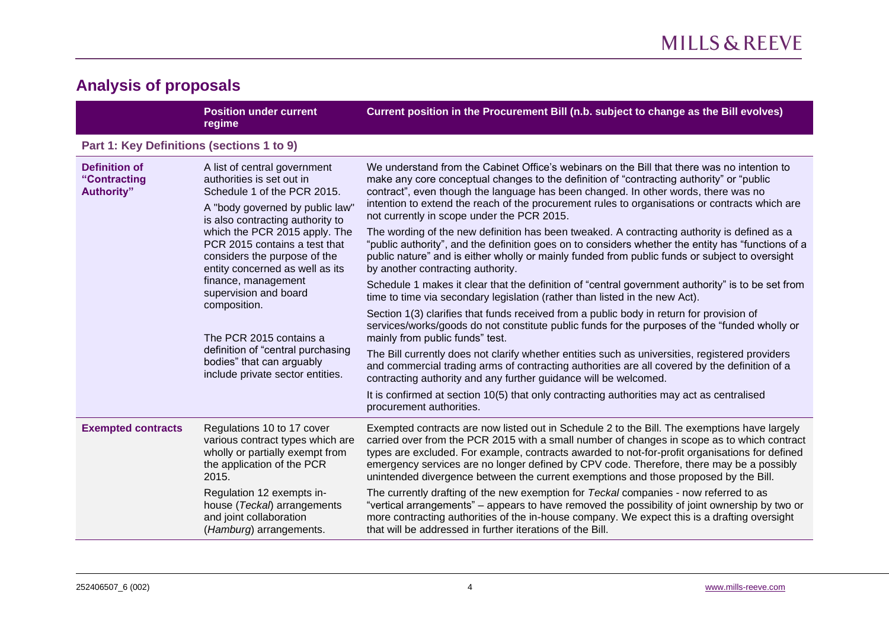## Analysis of proposals

| | Position under current regime | Current position in the Procurement Bill (n.b. subject to change as the Bill evolves) |
|---|---|---|
| **Part 1: Key Definitions (sections 1 to 9)** | | |
| **Definition of "Contracting Authority"** | A list of central government authorities is set out in Schedule 1 of the PCR 2015.<br><br>A "body governed by public law" is also contracting authority to which the PCR 2015 apply. The PCR 2015 contains a test that considers the purpose of the entity concerned as well as its finance, management supervision and board composition.<br><br>The PCR 2015 contains a definition of "central purchasing bodies" that can arguably include private sector entities. | We understand from the Cabinet Office's webinars on the Bill that there was no intention to make any core conceptual changes to the definition of "contracting authority" or "public contract", even though the language has been changed. In other words, there was no intention to extend the reach of the procurement rules to organisations or contracts which are not currently in scope under the PCR 2015.<br><br>The wording of the new definition has been tweaked. A contracting authority is defined as a "public authority", and the definition goes on to considers whether the entity has "functions of a public nature" and is either wholly or mainly funded from public funds or subject to oversight by another contracting authority.<br><br>Schedule 1 makes it clear that the definition of "central government authority" is to be set from time to time via secondary legislation (rather than listed in the new Act).<br><br>Section 1(3) clarifies that funds received from a public body in return for provision of services/works/goods do not constitute public funds for the purposes of the "funded wholly or mainly from public funds" test.<br><br>The Bill currently does not clarify whether entities such as universities, registered providers and commercial trading arms of contracting authorities are all covered by the definition of a contracting authority and any further guidance will be welcomed.<br><br>It is confirmed at section 10(5) that only contracting authorities may act as centralised procurement authorities. |
| **Exempted contracts** | Regulations 10 to 17 cover various contract types which are wholly or partially exempt from the application of the PCR 2015.<br><br>Regulation 12 exempts in-house (*Teckal*) arrangements and joint collaboration (*Hamburg*) arrangements. | Exempted contracts are now listed out in Schedule 2 to the Bill. The exemptions have largely carried over from the PCR 2015 with a small number of changes in scope as to which contract types are excluded. For example, contracts awarded to not-for-profit organisations for defined emergency services are no longer defined by CPV code. Therefore, there may be a possibly unintended divergence between the current exemptions and those proposed by the Bill.<br><br>The currently drafting of the new exemption for *Teckal* companies - now referred to as "vertical arrangements" – appears to have removed the possibility of joint ownership by two or more contracting authorities of the in-house company. We expect this is a drafting oversight that will be addressed in further iterations of the Bill. |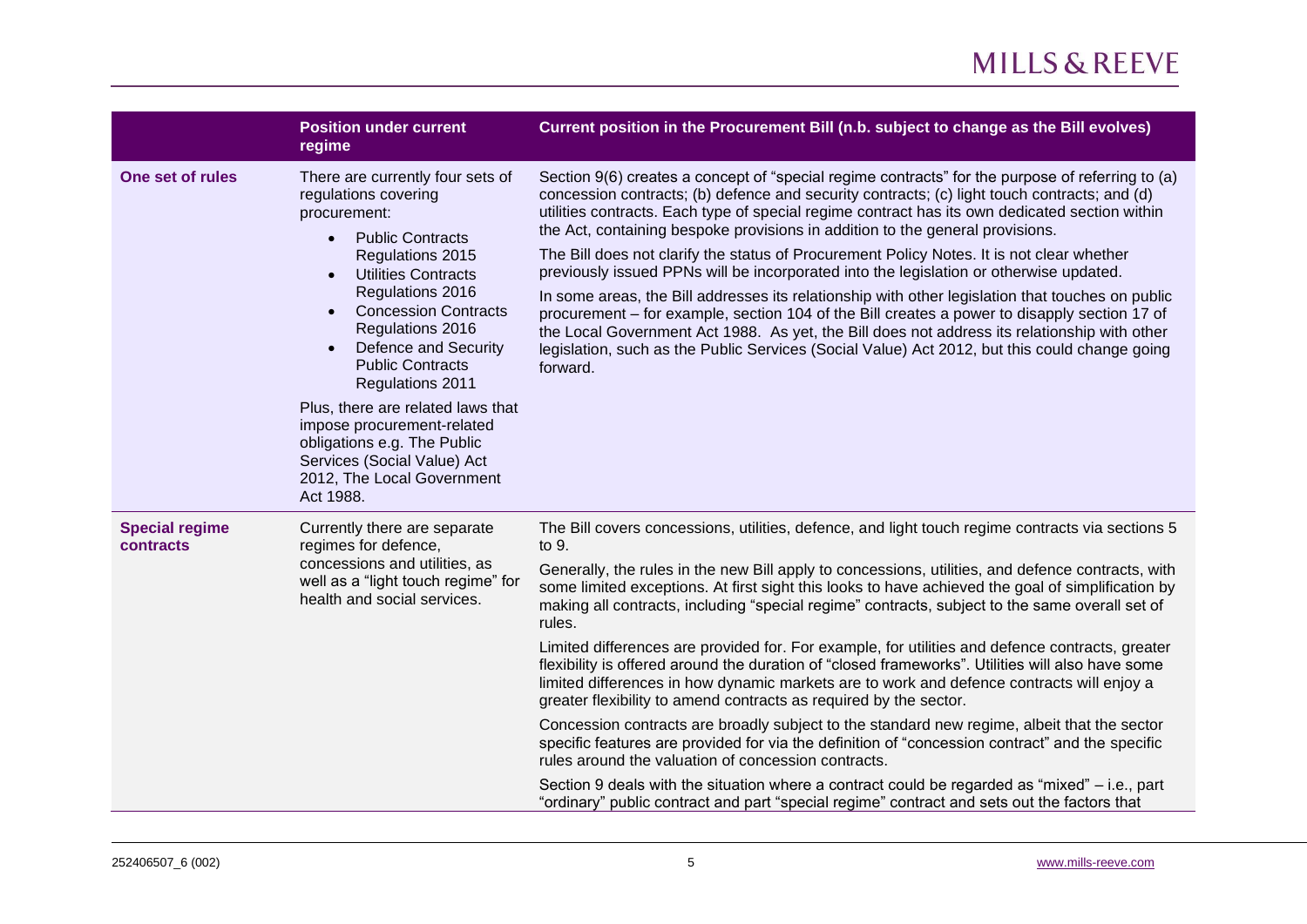| | Position under current regime | Current position in the Procurement Bill (n.b. subject to change as the Bill evolves) |
|---|---|---|
| **One set of rules** | There are currently four sets of regulations covering procurement:<br>• Public Contracts Regulations 2015<br>• Utilities Contracts Regulations 2016<br>• Concession Contracts Regulations 2016<br>• Defence and Security Public Contracts Regulations 2011<br><br>Plus, there are related laws that impose procurement-related obligations e.g. The Public Services (Social Value) Act 2012, The Local Government Act 1988. | Section 9(6) creates a concept of "special regime contracts" for the purpose of referring to (a) concession contracts; (b) defence and security contracts; (c) light touch contracts; and (d) utilities contracts. Each type of special regime contract has its own dedicated section within the Act, containing bespoke provisions in addition to the general provisions.<br><br>The Bill does not clarify the status of Procurement Policy Notes. It is not clear whether previously issued PPNs will be incorporated into the legislation or otherwise updated.<br><br>In some areas, the Bill addresses its relationship with other legislation that touches on public procurement – for example, section 104 of the Bill creates a power to disapply section 17 of the Local Government Act 1988. As yet, the Bill does not address its relationship with other legislation, such as the Public Services (Social Value) Act 2012, but this could change going forward. |
| **Special regime contracts** | Currently there are separate regimes for defence, concessions and utilities, as well as a "light touch regime" for health and social services. | The Bill covers concessions, utilities, defence, and light touch regime contracts via sections 5 to 9.<br><br>Generally, the rules in the new Bill apply to concessions, utilities, and defence contracts, with some limited exceptions. At first sight this looks to have achieved the goal of simplification by making all contracts, including "special regime" contracts, subject to the same overall set of rules.<br><br>Limited differences are provided for. For example, for utilities and defence contracts, greater flexibility is offered around the duration of "closed frameworks". Utilities will also have some limited differences in how dynamic markets are to work and defence contracts will enjoy a greater flexibility to amend contracts as required by the sector.<br><br>Concession contracts are broadly subject to the standard new regime, albeit that the sector specific features are provided for via the definition of "concession contract" and the specific rules around the valuation of concession contracts.<br><br>Section 9 deals with the situation where a contract could be regarded as "mixed" – i.e., part "ordinary" public contract and part "special regime" contract and sets out the factors that |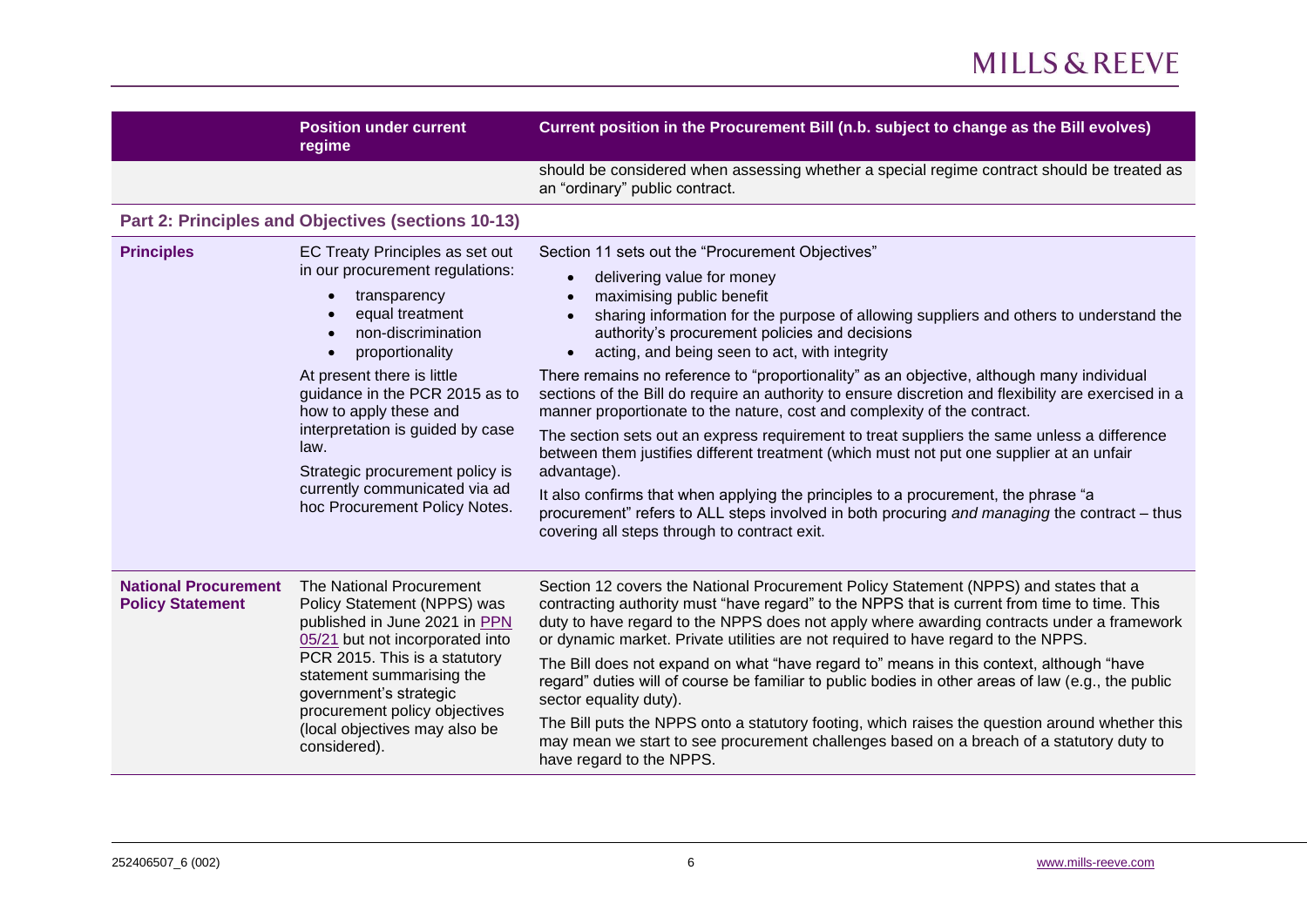| | Position under current regime | Current position in the Procurement Bill (n.b. subject to change as the Bill evolves) |
|---|---|---|
| | | should be considered when assessing whether a special regime contract should be treated as an "ordinary" public contract. |
| **Part 2: Principles and Objectives (sections 10-13)** | | |
| **Principles** | EC Treaty Principles as set out in our procurement regulations:<br>• transparency<br>• equal treatment<br>• non-discrimination<br>• proportionality<br><br>At present there is little guidance in the PCR 2015 as to how to apply these and interpretation is guided by case law.<br><br>Strategic procurement policy is currently communicated via ad hoc Procurement Policy Notes. | Section 11 sets out the "Procurement Objectives"<br>• delivering value for money<br>• maximising public benefit<br>• sharing information for the purpose of allowing suppliers and others to understand the authority's procurement policies and decisions<br>• acting, and being seen to act, with integrity<br><br>There remains no reference to "proportionality" as an objective, although many individual sections of the Bill do require an authority to ensure discretion and flexibility are exercised in a manner proportionate to the nature, cost and complexity of the contract.<br><br>The section sets out an express requirement to treat suppliers the same unless a difference between them justifies different treatment (which must not put one supplier at an unfair advantage).<br><br>It also confirms that when applying the principles to a procurement, the phrase "a procurement" refers to ALL steps involved in both procuring *and managing* the contract – thus covering all steps through to contract exit. |
| **National Procurement Policy Statement** | The National Procurement Policy Statement (NPPS) was published in June 2021 in PPN 05/21 but not incorporated into PCR 2015. This is a statutory statement summarising the government's strategic procurement policy objectives (local objectives may also be considered). | Section 12 covers the National Procurement Policy Statement (NPPS) and states that a contracting authority must "have regard" to the NPPS that is current from time to time. This duty to have regard to the NPPS does not apply where awarding contracts under a framework or dynamic market. Private utilities are not required to have regard to the NPPS.<br><br>The Bill does not expand on what "have regard to" means in this context, although "have regard" duties will of course be familiar to public bodies in other areas of law (e.g., the public sector equality duty).<br><br>The Bill puts the NPPS onto a statutory footing, which raises the question around whether this may mean we start to see procurement challenges based on a breach of a statutory duty to have regard to the NPPS. |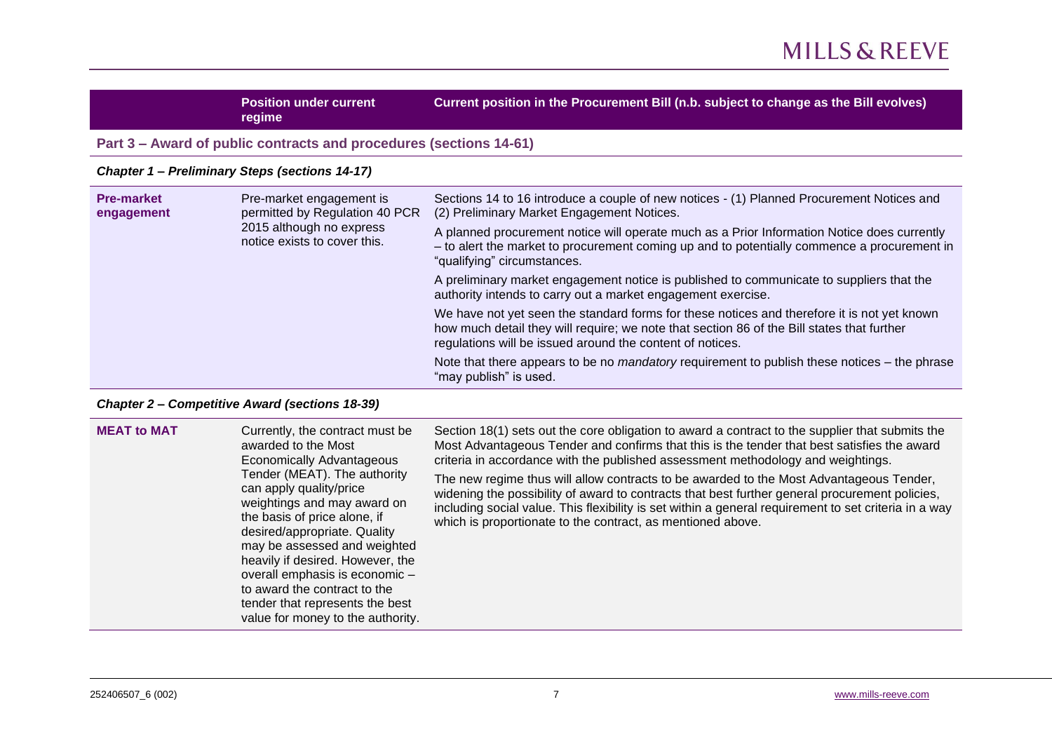| | Position under current regime | Current position in the Procurement Bill (n.b. subject to change as the Bill evolves) |
|---|---|---|
| **Part 3 – Award of public contracts and procedures (sections 14-61)** | | |
| ***Chapter 1 – Preliminary Steps (sections 14-17)*** | | |
| **Pre-market engagement** | Pre-market engagement is permitted by Regulation 40 PCR 2015 although no express notice exists to cover this. | Sections 14 to 16 introduce a couple of new notices - (1) Planned Procurement Notices and (2) Preliminary Market Engagement Notices.<br><br>A planned procurement notice will operate much as a Prior Information Notice does currently – to alert the market to procurement coming up and to potentially commence a procurement in "qualifying" circumstances.<br><br>A preliminary market engagement notice is published to communicate to suppliers that the authority intends to carry out a market engagement exercise.<br><br>We have not yet seen the standard forms for these notices and therefore it is not yet known how much detail they will require; we note that section 86 of the Bill states that further regulations will be issued around the content of notices.<br><br>Note that there appears to be no *mandatory* requirement to publish these notices – the phrase "may publish" is used. |
| ***Chapter 2 – Competitive Award (sections 18-39)*** | | |
| **MEAT to MAT** | Currently, the contract must be awarded to the Most Economically Advantageous Tender (MEAT). The authority can apply quality/price weightings and may award on the basis of price alone, if desired/appropriate. Quality may be assessed and weighted heavily if desired. However, the overall emphasis is economic – to award the contract to the tender that represents the best value for money to the authority. | Section 18(1) sets out the core obligation to award a contract to the supplier that submits the Most Advantageous Tender and confirms that this is the tender that best satisfies the award criteria in accordance with the published assessment methodology and weightings.<br><br>The new regime thus will allow contracts to be awarded to the Most Advantageous Tender, widening the possibility of award to contracts that best further general procurement policies, including social value. This flexibility is set within a general requirement to set criteria in a way which is proportionate to the contract, as mentioned above. |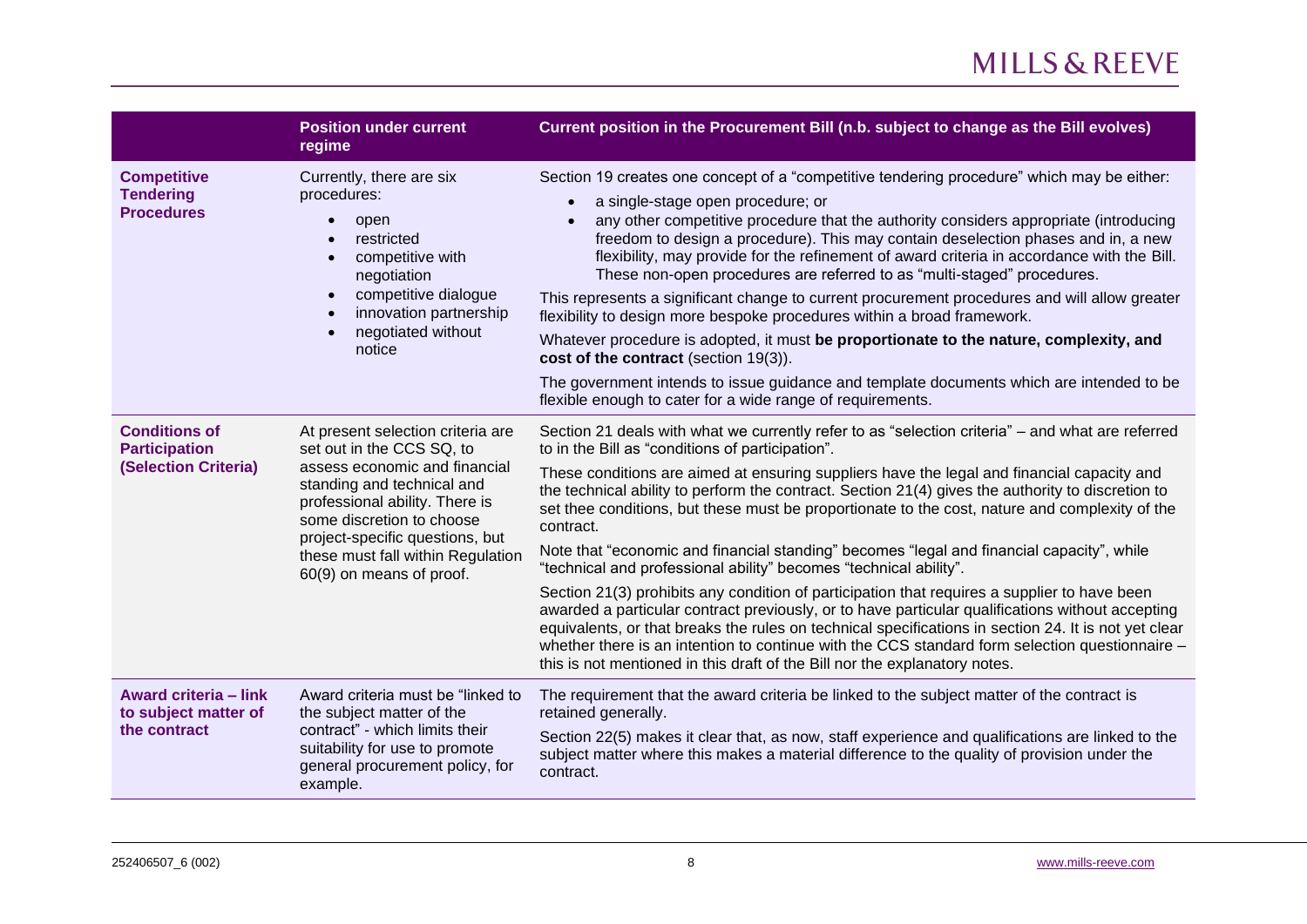| | Position under current regime | Current position in the Procurement Bill (n.b. subject to change as the Bill evolves) |
|---|---|---|
| **Competitive Tendering Procedures** | Currently, there are six procedures:<br>• open<br>• restricted<br>• competitive with negotiation<br>• competitive dialogue<br>• innovation partnership<br>• negotiated without notice | Section 19 creates one concept of a "competitive tendering procedure" which may be either:<br>• a single-stage open procedure; or<br>• any other competitive procedure that the authority considers appropriate (introducing freedom to design a procedure). This may contain deselection phases and in, a new flexibility, may provide for the refinement of award criteria in accordance with the Bill. These non-open procedures are referred to as "multi-staged" procedures.<br>This represents a significant change to current procurement procedures and will allow greater flexibility to design more bespoke procedures within a broad framework.<br>Whatever procedure is adopted, it must **be proportionate to the nature, complexity, and cost of the contract** (section 19(3)).<br>The government intends to issue guidance and template documents which are intended to be flexible enough to cater for a wide range of requirements. |
| **Conditions of Participation (Selection Criteria)** | At present selection criteria are set out in the CCS SQ, to assess economic and financial standing and technical and professional ability. There is some discretion to choose project-specific questions, but these must fall within Regulation 60(9) on means of proof. | Section 21 deals with what we currently refer to as "selection criteria" – and what are referred to in the Bill as "conditions of participation".<br>These conditions are aimed at ensuring suppliers have the legal and financial capacity and the technical ability to perform the contract. Section 21(4) gives the authority to discretion to set thee conditions, but these must be proportionate to the cost, nature and complexity of the contract.<br>Note that "economic and financial standing" becomes "legal and financial capacity", while "technical and professional ability" becomes "technical ability".<br>Section 21(3) prohibits any condition of participation that requires a supplier to have been awarded a particular contract previously, or to have particular qualifications without accepting equivalents, or that breaks the rules on technical specifications in section 24. It is not yet clear whether there is an intention to continue with the CCS standard form selection questionnaire – this is not mentioned in this draft of the Bill nor the explanatory notes. |
| **Award criteria – link to subject matter of the contract** | Award criteria must be "linked to the subject matter of the contract" - which limits their suitability for use to promote general procurement policy, for example. | The requirement that the award criteria be linked to the subject matter of the contract is retained generally.<br>Section 22(5) makes it clear that, as now, staff experience and qualifications are linked to the subject matter where this makes a material difference to the quality of provision under the contract. |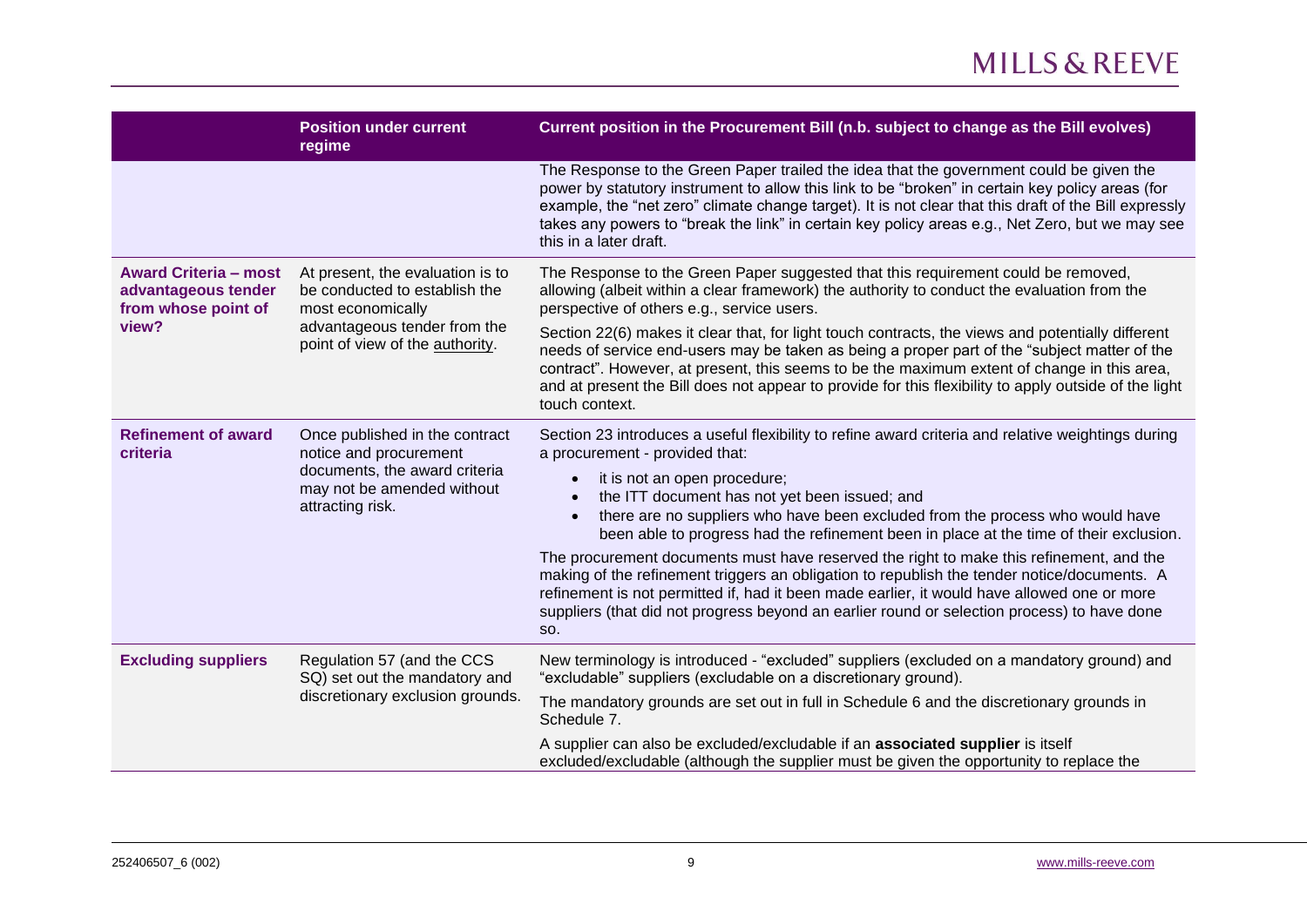| | Position under current regime | Current position in the Procurement Bill (n.b. subject to change as the Bill evolves) |
|---|---|---|
| | | The Response to the Green Paper trailed the idea that the government could be given the power by statutory instrument to allow this link to be "broken" in certain key policy areas (for example, the "net zero" climate change target). It is not clear that this draft of the Bill expressly takes any powers to "break the link" in certain key policy areas e.g., Net Zero, but we may see this in a later draft. |
| **Award Criteria – most advantageous tender from whose point of view?** | At present, the evaluation is to be conducted to establish the most economically advantageous tender from the point of view of the authority. | The Response to the Green Paper suggested that this requirement could be removed, allowing (albeit within a clear framework) the authority to conduct the evaluation from the perspective of others e.g., service users.<br><br>Section 22(6) makes it clear that, for light touch contracts, the views and potentially different needs of service end-users may be taken as being a proper part of the "subject matter of the contract". However, at present, this seems to be the maximum extent of change in this area, and at present the Bill does not appear to provide for this flexibility to apply outside of the light touch context. |
| **Refinement of award criteria** | Once published in the contract notice and procurement documents, the award criteria may not be amended without attracting risk. | Section 23 introduces a useful flexibility to refine award criteria and relative weightings during a procurement - provided that:<br><br>• it is not an open procedure;<br>• the ITT document has not yet been issued; and<br>• there are no suppliers who have been excluded from the process who would have been able to progress had the refinement been in place at the time of their exclusion.<br><br>The procurement documents must have reserved the right to make this refinement, and the making of the refinement triggers an obligation to republish the tender notice/documents. A refinement is not permitted if, had it been made earlier, it would have allowed one or more suppliers (that did not progress beyond an earlier round or selection process) to have done so. |
| **Excluding suppliers** | Regulation 57 (and the CCS SQ) set out the mandatory and discretionary exclusion grounds. | New terminology is introduced - "excluded" suppliers (excluded on a mandatory ground) and "excludable" suppliers (excludable on a discretionary ground).<br><br>The mandatory grounds are set out in full in Schedule 6 and the discretionary grounds in Schedule 7.<br><br>A supplier can also be excluded/excludable if an **associated supplier** is itself excluded/excludable (although the supplier must be given the opportunity to replace the |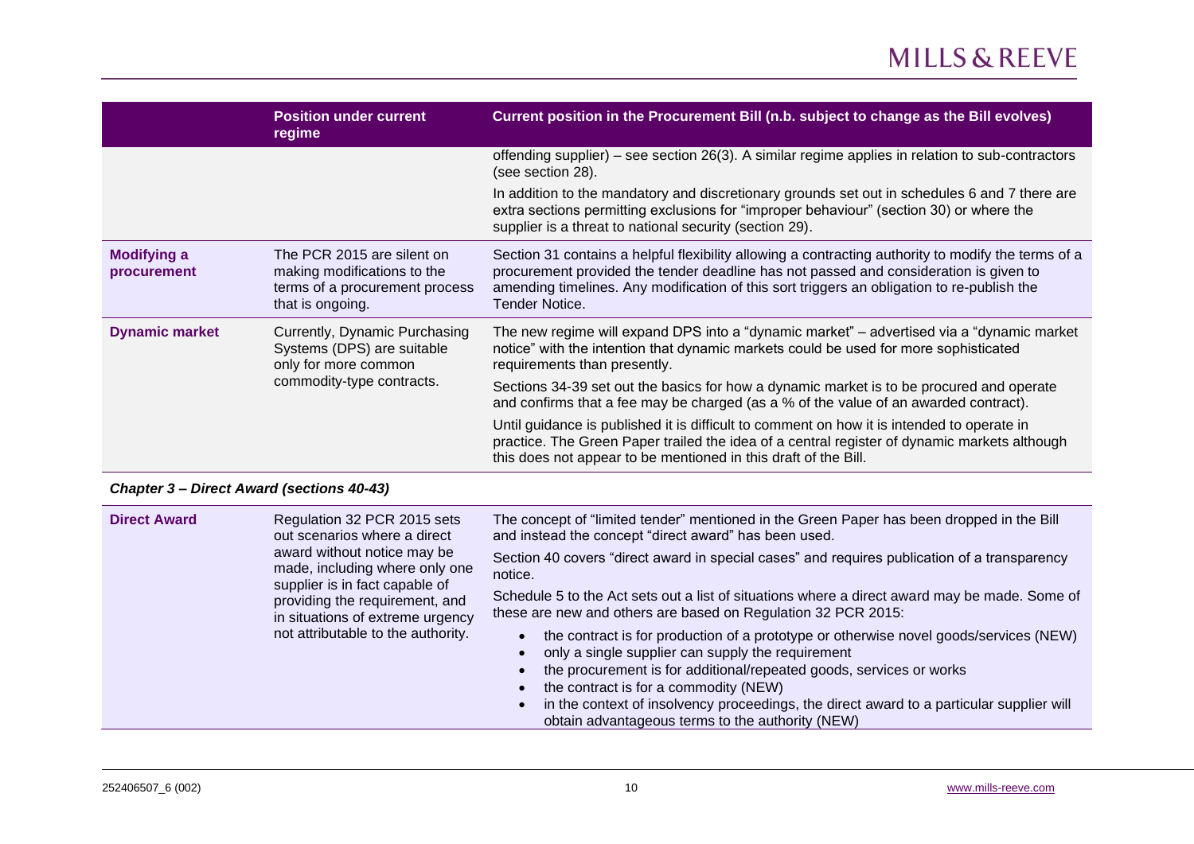| | Position under current regime | Current position in the Procurement Bill (n.b. subject to change as the Bill evolves) |
|---|---|---|
| | | offending supplier) – see section 26(3). A similar regime applies in relation to sub-contractors (see section 28).<br><br>In addition to the mandatory and discretionary grounds set out in schedules 6 and 7 there are extra sections permitting exclusions for "improper behaviour" (section 30) or where the supplier is a threat to national security (section 29). |
| **Modifying a procurement** | The PCR 2015 are silent on making modifications to the terms of a procurement process that is ongoing. | Section 31 contains a helpful flexibility allowing a contracting authority to modify the terms of a procurement provided the tender deadline has not passed and consideration is given to amending timelines. Any modification of this sort triggers an obligation to re-publish the Tender Notice. |
| **Dynamic market** | Currently, Dynamic Purchasing Systems (DPS) are suitable only for more common commodity-type contracts. | The new regime will expand DPS into a "dynamic market" – advertised via a "dynamic market notice" with the intention that dynamic markets could be used for more sophisticated requirements than presently.<br><br>Sections 34-39 set out the basics for how a dynamic market is to be procured and operate and confirms that a fee may be charged (as a % of the value of an awarded contract).<br><br>Until guidance is published it is difficult to comment on how it is intended to operate in practice. The Green Paper trailed the idea of a central register of dynamic markets although this does not appear to be mentioned in this draft of the Bill. |
| ***Chapter 3 – Direct Award (sections 40-43)*** | | |
| **Direct Award** | Regulation 32 PCR 2015 sets out scenarios where a direct award without notice may be made, including where only one supplier is in fact capable of providing the requirement, and in situations of extreme urgency not attributable to the authority. | The concept of "limited tender" mentioned in the Green Paper has been dropped in the Bill and instead the concept "direct award" has been used.<br><br>Section 40 covers "direct award in special cases" and requires publication of a transparency notice.<br><br>Schedule 5 to the Act sets out a list of situations where a direct award may be made. Some of these are new and others are based on Regulation 32 PCR 2015:<br>• the contract is for production of a prototype or otherwise novel goods/services (NEW)<br>• only a single supplier can supply the requirement<br>• the procurement is for additional/repeated goods, services or works<br>• the contract is for a commodity (NEW)<br>• in the context of insolvency proceedings, the direct award to a particular supplier will obtain advantageous terms to the authority (NEW) |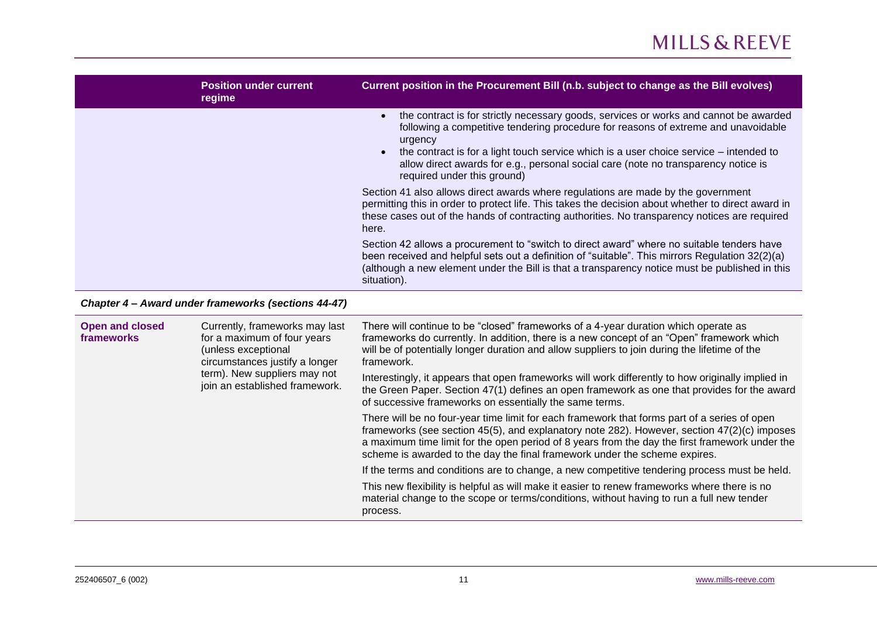| | Position under current regime | Current position in the Procurement Bill (n.b. subject to change as the Bill evolves) |
|---|---|---|
| | | • the contract is for strictly necessary goods, services or works and cannot be awarded following a competitive tendering procedure for reasons of extreme and unavoidable urgency<br>• the contract is for a light touch service which is a user choice service – intended to allow direct awards for e.g., personal social care (note no transparency notice is required under this ground)<br><br>Section 41 also allows direct awards where regulations are made by the government permitting this in order to protect life. This takes the decision about whether to direct award in these cases out of the hands of contracting authorities. No transparency notices are required here.<br><br>Section 42 allows a procurement to "switch to direct award" where no suitable tenders have been received and helpful sets out a definition of "suitable". This mirrors Regulation 32(2)(a) (although a new element under the Bill is that a transparency notice must be published in this situation). |
| ***Chapter 4 – Award under frameworks (sections 44-47)*** | | |
| **Open and closed frameworks** | Currently, frameworks may last for a maximum of four years (unless exceptional circumstances justify a longer term). New suppliers may not join an established framework. | There will continue to be "closed" frameworks of a 4-year duration which operate as frameworks do currently. In addition, there is a new concept of an "Open" framework which will be of potentially longer duration and allow suppliers to join during the lifetime of the framework.<br><br>Interestingly, it appears that open frameworks will work differently to how originally implied in the Green Paper. Section 47(1) defines an open framework as one that provides for the award of successive frameworks on essentially the same terms.<br><br>There will be no four-year time limit for each framework that forms part of a series of open frameworks (see section 45(5), and explanatory note 282). However, section 47(2)(c) imposes a maximum time limit for the open period of 8 years from the day the first framework under the scheme is awarded to the day the final framework under the scheme expires.<br><br>If the terms and conditions are to change, a new competitive tendering process must be held.<br><br>This new flexibility is helpful as will make it easier to renew frameworks where there is no material change to the scope or terms/conditions, without having to run a full new tender process. |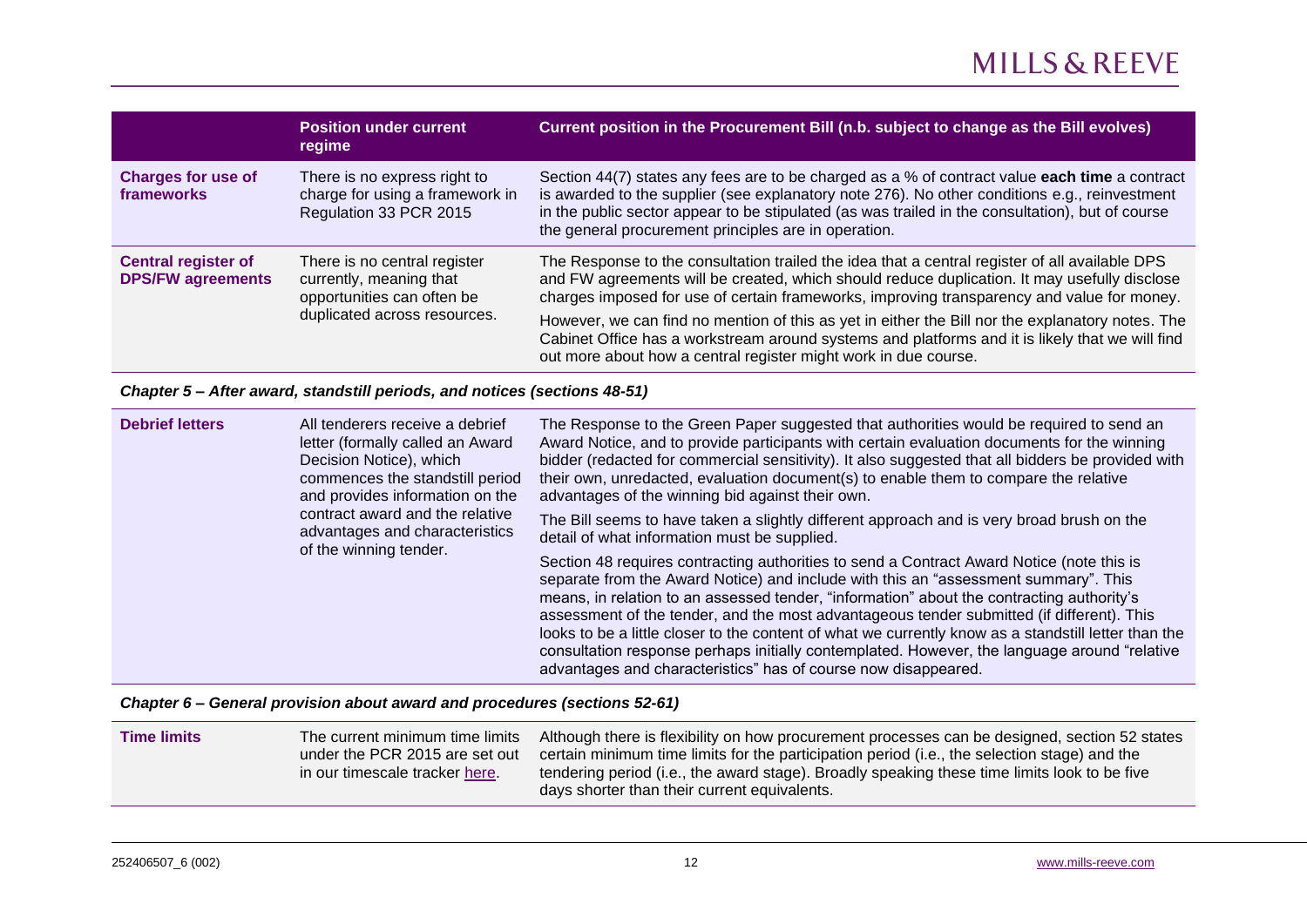| | Position under current regime | Current position in the Procurement Bill (n.b. subject to change as the Bill evolves) |
|---|---|---|
| **Charges for use of frameworks** | There is no express right to charge for using a framework in Regulation 33 PCR 2015 | Section 44(7) states any fees are to be charged as a % of contract value **each time** a contract is awarded to the supplier (see explanatory note 276). No other conditions e.g., reinvestment in the public sector appear to be stipulated (as was trailed in the consultation), but of course the general procurement principles are in operation. |
| **Central register of DPS/FW agreements** | There is no central register currently, meaning that opportunities can often be duplicated across resources. | The Response to the consultation trailed the idea that a central register of all available DPS and FW agreements will be created, which should reduce duplication. It may usefully disclose charges imposed for use of certain frameworks, improving transparency and value for money.<br><br>However, we can find no mention of this as yet in either the Bill nor the explanatory notes. The Cabinet Office has a workstream around systems and platforms and it is likely that we will find out more about how a central register might work in due course. |

***Chapter 5 – After award, standstill periods, and notices (sections 48-51)***

| | | |
|---|---|---|
| **Debrief letters** | All tenderers receive a debrief letter (formally called an Award Decision Notice), which commences the standstill period and provides information on the contract award and the relative advantages and characteristics of the winning tender. | The Response to the Green Paper suggested that authorities would be required to send an Award Notice, and to provide participants with certain evaluation documents for the winning bidder (redacted for commercial sensitivity). It also suggested that all bidders be provided with their own, unredacted, evaluation document(s) to enable them to compare the relative advantages of the winning bid against their own.<br><br>The Bill seems to have taken a slightly different approach and is very broad brush on the detail of what information must be supplied.<br><br>Section 48 requires contracting authorities to send a Contract Award Notice (note this is separate from the Award Notice) and include with this an "assessment summary". This means, in relation to an assessed tender, "information" about the contracting authority's assessment of the tender, and the most advantageous tender submitted (if different). This looks to be a little closer to the content of what we currently know as a standstill letter than the consultation response perhaps initially contemplated. However, the language around "relative advantages and characteristics" has of course now disappeared. |

***Chapter 6 – General provision about award and procedures (sections 52-61)***

| | | |
|---|---|---|
| **Time limits** | The current minimum time limits under the PCR 2015 are set out in our timescale tracker [here](). | Although there is flexibility on how procurement processes can be designed, section 52 states certain minimum time limits for the participation period (i.e., the selection stage) and the tendering period (i.e., the award stage). Broadly speaking these time limits look to be five days shorter than their current equivalents. |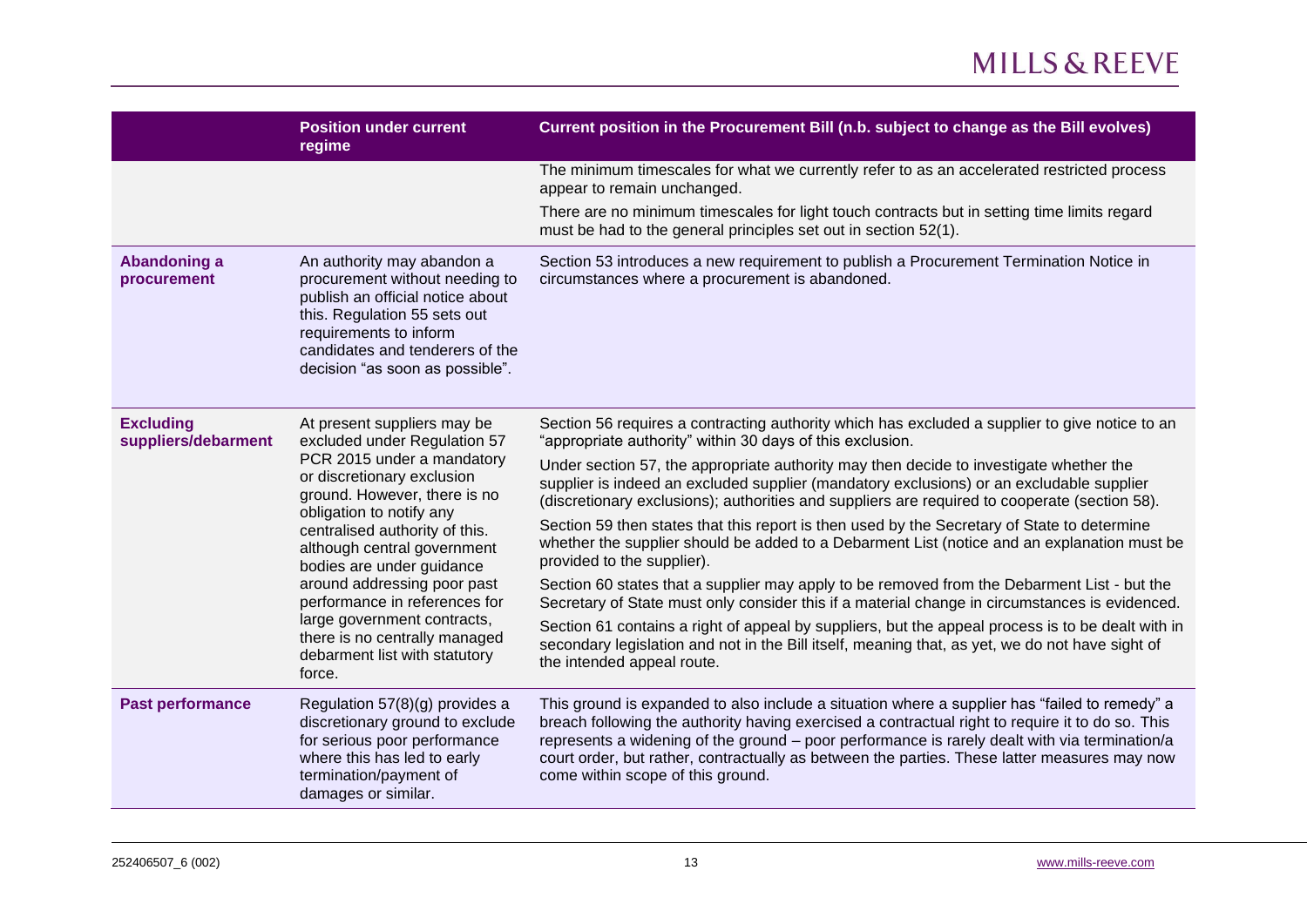| | Position under current regime | Current position in the Procurement Bill (n.b. subject to change as the Bill evolves) |
|---|---|---|
| | | The minimum timescales for what we currently refer to as an accelerated restricted process appear to remain unchanged. There are no minimum timescales for light touch contracts but in setting time limits regard must be had to the general principles set out in section 52(1). |
| **Abandoning a procurement** | An authority may abandon a procurement without needing to publish an official notice about this. Regulation 55 sets out requirements to inform candidates and tenderers of the decision "as soon as possible". | Section 53 introduces a new requirement to publish a Procurement Termination Notice in circumstances where a procurement is abandoned. |
| **Excluding suppliers/debarment** | At present suppliers may be excluded under Regulation 57 PCR 2015 under a mandatory or discretionary exclusion ground. However, there is no obligation to notify any centralised authority of this. although central government bodies are under guidance around addressing poor past performance in references for large government contracts, there is no centrally managed debarment list with statutory force. | Section 56 requires a contracting authority which has excluded a supplier to give notice to an "appropriate authority" within 30 days of this exclusion. Under section 57, the appropriate authority may then decide to investigate whether the supplier is indeed an excluded supplier (mandatory exclusions) or an excludable supplier (discretionary exclusions); authorities and suppliers are required to cooperate (section 58). Section 59 then states that this report is then used by the Secretary of State to determine whether the supplier should be added to a Debarment List (notice and an explanation must be provided to the supplier). Section 60 states that a supplier may apply to be removed from the Debarment List - but the Secretary of State must only consider this if a material change in circumstances is evidenced. Section 61 contains a right of appeal by suppliers, but the appeal process is to be dealt with in secondary legislation and not in the Bill itself, meaning that, as yet, we do not have sight of the intended appeal route. |
| **Past performance** | Regulation 57(8)(g) provides a discretionary ground to exclude for serious poor performance where this has led to early termination/payment of damages or similar. | This ground is expanded to also include a situation where a supplier has "failed to remedy" a breach following the authority having exercised a contractual right to require it to do so. This represents a widening of the ground – poor performance is rarely dealt with via termination/a court order, but rather, contractually as between the parties. These latter measures may now come within scope of this ground. |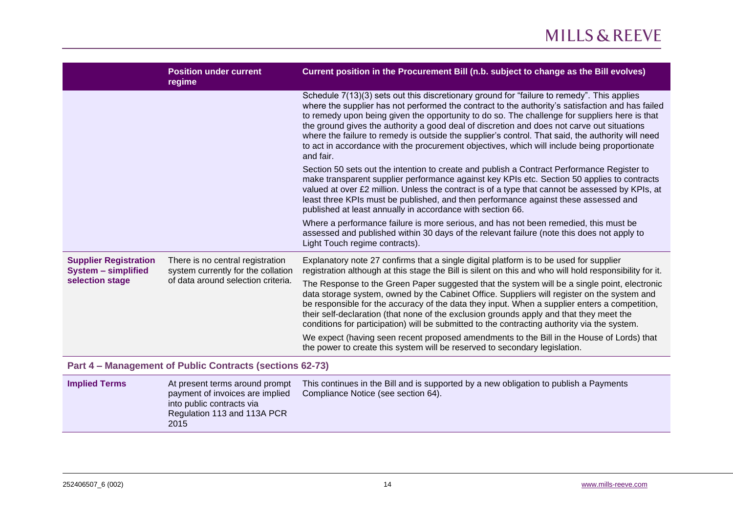| | Position under current regime | Current position in the Procurement Bill (n.b. subject to change as the Bill evolves) |
|---|---|---|
| | | Schedule 7(13)(3) sets out this discretionary ground for "failure to remedy". This applies where the supplier has not performed the contract to the authority's satisfaction and has failed to remedy upon being given the opportunity to do so. The challenge for suppliers here is that the ground gives the authority a good deal of discretion and does not carve out situations where the failure to remedy is outside the supplier's control. That said, the authority will need to act in accordance with the procurement objectives, which will include being proportionate and fair.<br><br>Section 50 sets out the intention to create and publish a Contract Performance Register to make transparent supplier performance against key KPIs etc. Section 50 applies to contracts valued at over £2 million. Unless the contract is of a type that cannot be assessed by KPIs, at least three KPIs must be published, and then performance against these assessed and published at least annually in accordance with section 66.<br><br>Where a performance failure is more serious, and has not been remedied, this must be assessed and published within 30 days of the relevant failure (note this does not apply to Light Touch regime contracts). |
| **Supplier Registration System – simplified selection stage** | There is no central registration system currently for the collation of data around selection criteria. | Explanatory note 27 confirms that a single digital platform is to be used for supplier registration although at this stage the Bill is silent on this and who will hold responsibility for it.<br><br>The Response to the Green Paper suggested that the system will be a single point, electronic data storage system, owned by the Cabinet Office. Suppliers will register on the system and be responsible for the accuracy of the data they input. When a supplier enters a competition, their self-declaration (that none of the exclusion grounds apply and that they meet the conditions for participation) will be submitted to the contracting authority via the system.<br><br>We expect (having seen recent proposed amendments to the Bill in the House of Lords) that the power to create this system will be reserved to secondary legislation. |
| **Part 4 – Management of Public Contracts (sections 62-73)** | | |
| **Implied Terms** | At present terms around prompt payment of invoices are implied into public contracts via Regulation 113 and 113A PCR 2015 | This continues in the Bill and is supported by a new obligation to publish a Payments Compliance Notice (see section 64). |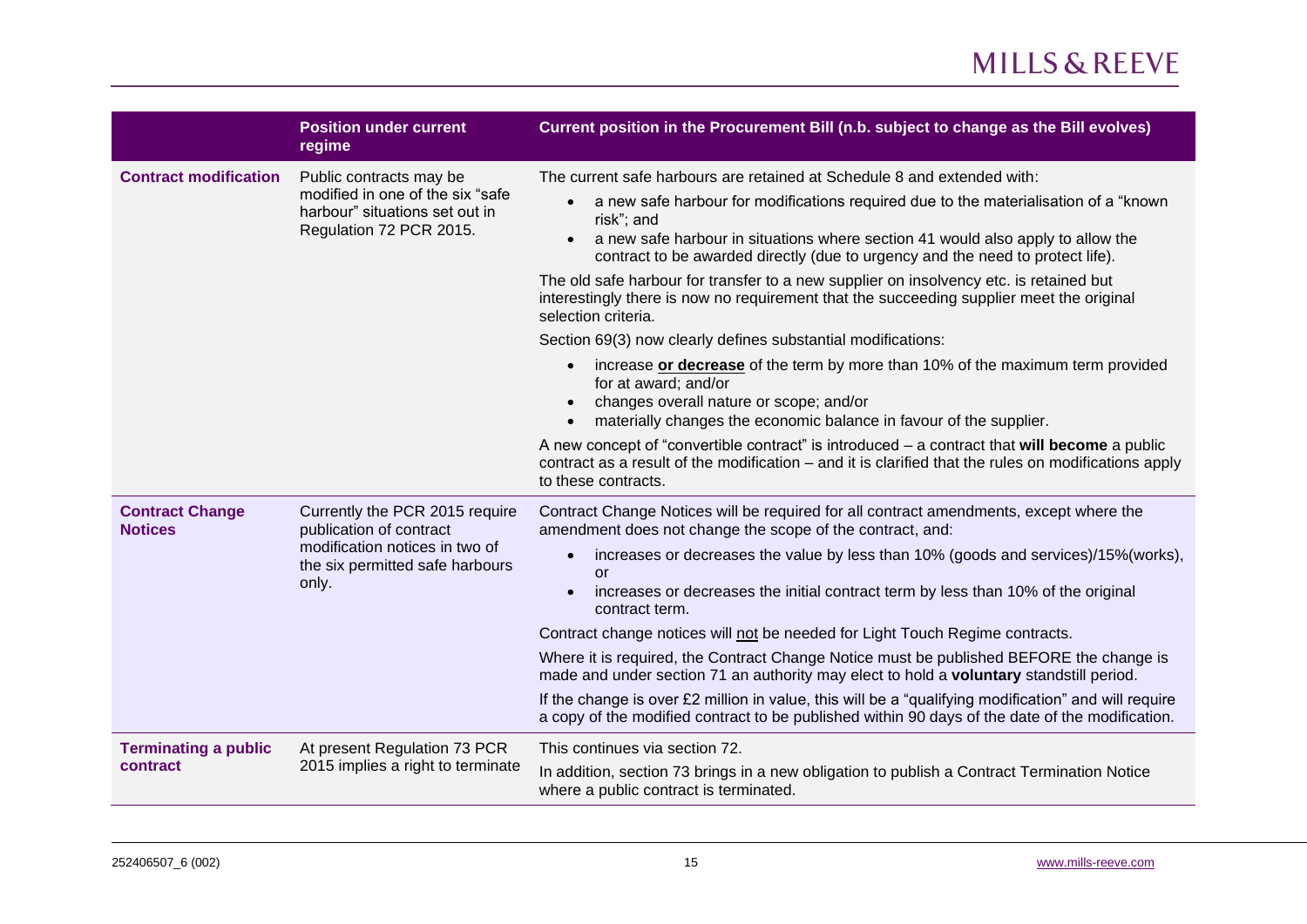| | Position under current regime | Current position in the Procurement Bill (n.b. subject to change as the Bill evolves) |
|---|---|---|
| **Contract modification** | Public contracts may be modified in one of the six "safe harbour" situations set out in Regulation 72 PCR 2015. | The current safe harbours are retained at Schedule 8 and extended with:<br>• a new safe harbour for modifications required due to the materialisation of a "known risk"; and<br>• a new safe harbour in situations where section 41 would also apply to allow the contract to be awarded directly (due to urgency and the need to protect life).<br>The old safe harbour for transfer to a new supplier on insolvency etc. is retained but interestingly there is now no requirement that the succeeding supplier meet the original selection criteria.<br>Section 69(3) now clearly defines substantial modifications:<br>• increase **<u>or decrease</u>** of the term by more than 10% of the maximum term provided for at award; and/or<br>• changes overall nature or scope; and/or<br>• materially changes the economic balance in favour of the supplier.<br>A new concept of "convertible contract" is introduced – a contract that **will become** a public contract as a result of the modification – and it is clarified that the rules on modifications apply to these contracts. |
| **Contract Change Notices** | Currently the PCR 2015 require publication of contract modification notices in two of the six permitted safe harbours only. | Contract Change Notices will be required for all contract amendments, except where the amendment does not change the scope of the contract, and:<br>• increases or decreases the value by less than 10% (goods and services)/15%(works), or<br>• increases or decreases the initial contract term by less than 10% of the original contract term.<br>Contract change notices will <u>not</u> be needed for Light Touch Regime contracts.<br>Where it is required, the Contract Change Notice must be published BEFORE the change is made and under section 71 an authority may elect to hold a **voluntary** standstill period.<br>If the change is over £2 million in value, this will be a "qualifying modification" and will require a copy of the modified contract to be published within 90 days of the date of the modification. |
| **Terminating a public contract** | At present Regulation 73 PCR 2015 implies a right to terminate | This continues via section 72.<br>In addition, section 73 brings in a new obligation to publish a Contract Termination Notice where a public contract is terminated. |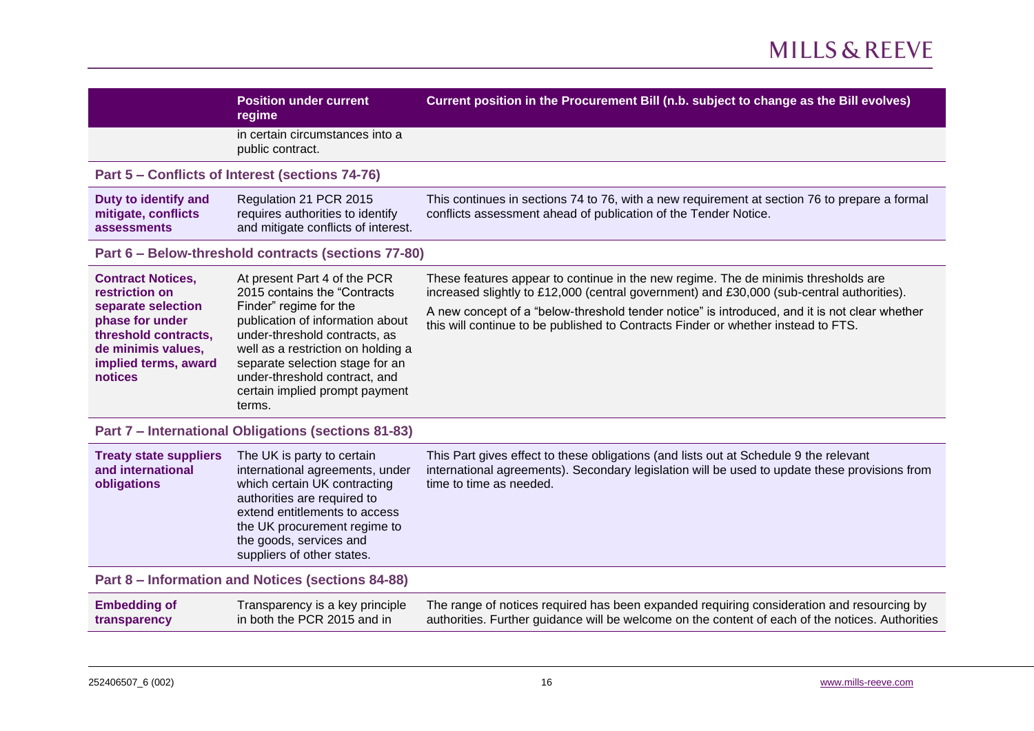| | Position under current regime | Current position in the Procurement Bill (n.b. subject to change as the Bill evolves) |
|---|---|---|
| | in certain circumstances into a public contract. | |
| **Part 5 – Conflicts of Interest (sections 74-76)** | | |
| **Duty to identify and mitigate, conflicts assessments** | Regulation 21 PCR 2015 requires authorities to identify and mitigate conflicts of interest. | This continues in sections 74 to 76, with a new requirement at section 76 to prepare a formal conflicts assessment ahead of publication of the Tender Notice. |
| **Part 6 – Below-threshold contracts (sections 77-80)** | | |
| **Contract Notices, restriction on separate selection phase for under threshold contracts, de minimis values, implied terms, award notices** | At present Part 4 of the PCR 2015 contains the "Contracts Finder" regime for the publication of information about under-threshold contracts, as well as a restriction on holding a separate selection stage for an under-threshold contract, and certain implied prompt payment terms. | These features appear to continue in the new regime. The de minimis thresholds are increased slightly to £12,000 (central government) and £30,000 (sub-central authorities).<br><br>A new concept of a "below-threshold tender notice" is introduced, and it is not clear whether this will continue to be published to Contracts Finder or whether instead to FTS. |
| **Part 7 – International Obligations (sections 81-83)** | | |
| **Treaty state suppliers and international obligations** | The UK is party to certain international agreements, under which certain UK contracting authorities are required to extend entitlements to access the UK procurement regime to the goods, services and suppliers of other states. | This Part gives effect to these obligations (and lists out at Schedule 9 the relevant international agreements). Secondary legislation will be used to update these provisions from time to time as needed. |
| **Part 8 – Information and Notices (sections 84-88)** | | |
| **Embedding of transparency** | Transparency is a key principle in both the PCR 2015 and in | The range of notices required has been expanded requiring consideration and resourcing by authorities. Further guidance will be welcome on the content of each of the notices. Authorities |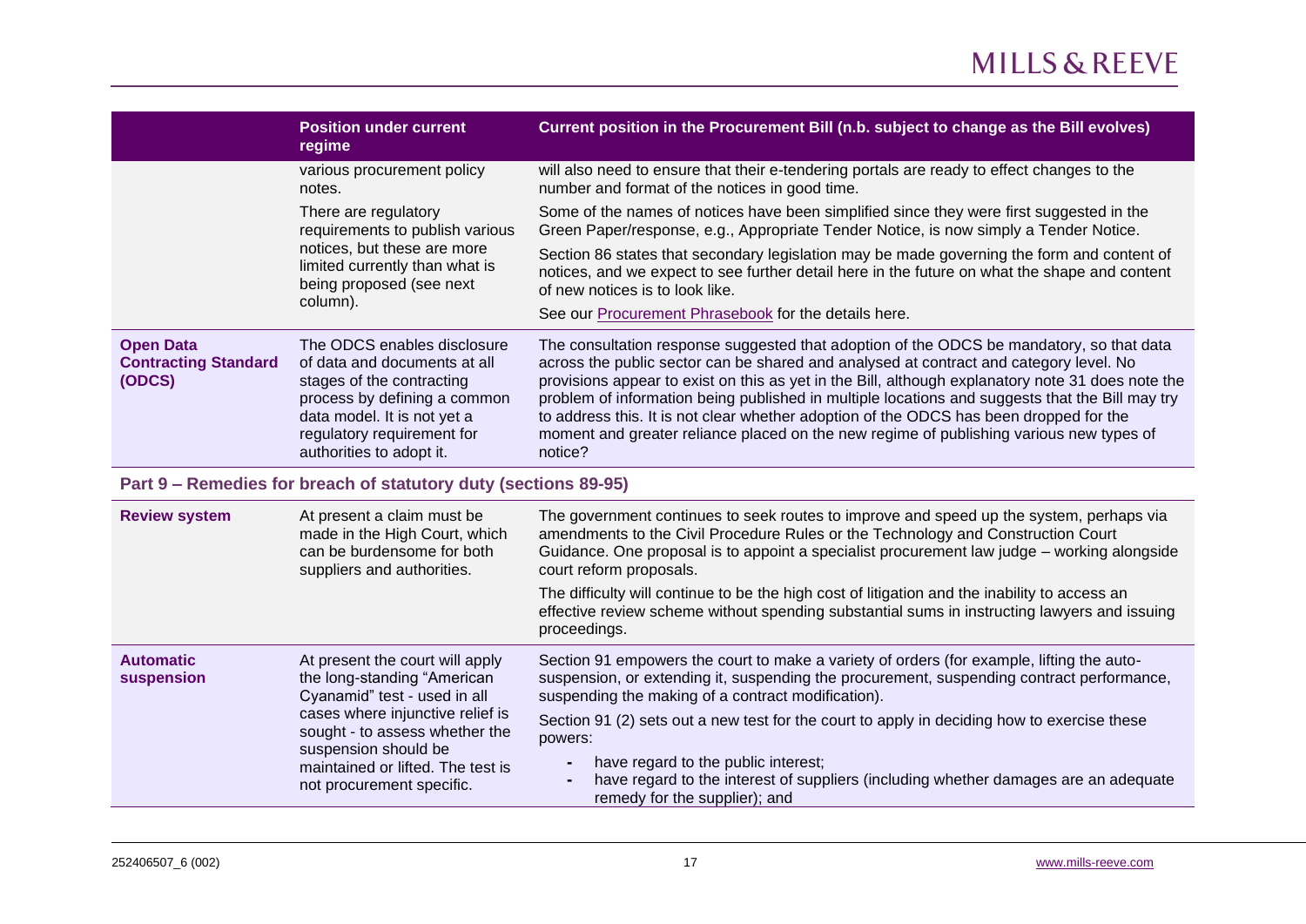| | Position under current regime | Current position in the Procurement Bill (n.b. subject to change as the Bill evolves) |
|---|---|---|
| | various procurement policy notes.<br><br>There are regulatory requirements to publish various notices, but these are more limited currently than what is being proposed (see next column). | will also need to ensure that their e-tendering portals are ready to effect changes to the number and format of the notices in good time.<br><br>Some of the names of notices have been simplified since they were first suggested in the Green Paper/response, e.g., Appropriate Tender Notice, is now simply a Tender Notice.<br><br>Section 86 states that secondary legislation may be made governing the form and content of notices, and we expect to see further detail here in the future on what the shape and content of new notices is to look like.<br><br>See our Procurement Phrasebook for the details here. |
| **Open Data Contracting Standard (ODCS)** | The ODCS enables disclosure of data and documents at all stages of the contracting process by defining a common data model. It is not yet a regulatory requirement for authorities to adopt it. | The consultation response suggested that adoption of the ODCS be mandatory, so that data across the public sector can be shared and analysed at contract and category level. No provisions appear to exist on this as yet in the Bill, although explanatory note 31 does note the problem of information being published in multiple locations and suggests that the Bill may try to address this. It is not clear whether adoption of the ODCS has been dropped for the moment and greater reliance placed on the new regime of publishing various new types of notice? |
| **Part 9 – Remedies for breach of statutory duty (sections 89-95)** | | |
| **Review system** | At present a claim must be made in the High Court, which can be burdensome for both suppliers and authorities. | The government continues to seek routes to improve and speed up the system, perhaps via amendments to the Civil Procedure Rules or the Technology and Construction Court Guidance. One proposal is to appoint a specialist procurement law judge – working alongside court reform proposals.<br><br>The difficulty will continue to be the high cost of litigation and the inability to access an effective review scheme without spending substantial sums in instructing lawyers and issuing proceedings. |
| **Automatic suspension** | At present the court will apply the long-standing "American Cyanamid" test - used in all cases where injunctive relief is sought - to assess whether the suspension should be maintained or lifted. The test is not procurement specific. | Section 91 empowers the court to make a variety of orders (for example, lifting the auto-suspension, or extending it, suspending the procurement, suspending contract performance, suspending the making of a contract modification).<br><br>Section 91 (2) sets out a new test for the court to apply in deciding how to exercise these powers:<br>- have regard to the public interest;<br>- have regard to the interest of suppliers (including whether damages are an adequate remedy for the supplier); and |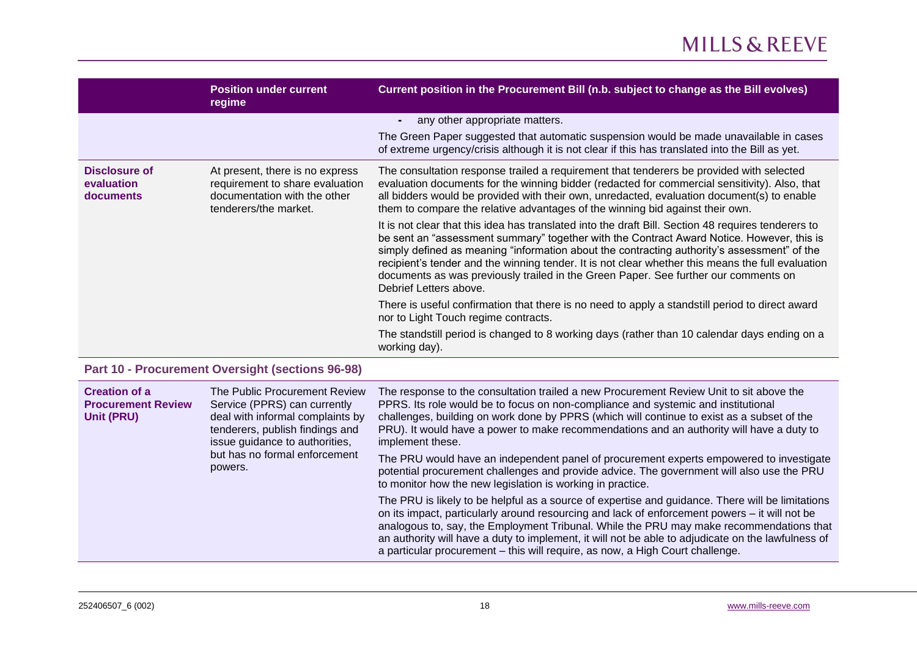| | Position under current regime | Current position in the Procurement Bill (n.b. subject to change as the Bill evolves) |
|---|---|---|
| | | - any other appropriate matters.<br><br>The Green Paper suggested that automatic suspension would be made unavailable in cases of extreme urgency/crisis although it is not clear if this has translated into the Bill as yet. |
| **Disclosure of evaluation documents** | At present, there is no express requirement to share evaluation documentation with the other tenderers/the market. | The consultation response trailed a requirement that tenderers be provided with selected evaluation documents for the winning bidder (redacted for commercial sensitivity). Also, that all bidders would be provided with their own, unredacted, evaluation document(s) to enable them to compare the relative advantages of the winning bid against their own.<br><br>It is not clear that this idea has translated into the draft Bill. Section 48 requires tenderers to be sent an "assessment summary" together with the Contract Award Notice. However, this is simply defined as meaning "information about the contracting authority's assessment" of the recipient's tender and the winning tender. It is not clear whether this means the full evaluation documents as was previously trailed in the Green Paper. See further our comments on Debrief Letters above.<br><br>There is useful confirmation that there is no need to apply a standstill period to direct award nor to Light Touch regime contracts.<br><br>The standstill period is changed to 8 working days (rather than 10 calendar days ending on a working day). |
| **Part 10 - Procurement Oversight (sections 96-98)** | | |
| **Creation of a Procurement Review Unit (PRU)** | The Public Procurement Review Service (PPRS) can currently deal with informal complaints by tenderers, publish findings and issue guidance to authorities, but has no formal enforcement powers. | The response to the consultation trailed a new Procurement Review Unit to sit above the PPRS. Its role would be to focus on non-compliance and systemic and institutional challenges, building on work done by PPRS (which will continue to exist as a subset of the PRU). It would have a power to make recommendations and an authority will have a duty to implement these.<br><br>The PRU would have an independent panel of procurement experts empowered to investigate potential procurement challenges and provide advice. The government will also use the PRU to monitor how the new legislation is working in practice.<br><br>The PRU is likely to be helpful as a source of expertise and guidance. There will be limitations on its impact, particularly around resourcing and lack of enforcement powers – it will not be analogous to, say, the Employment Tribunal. While the PRU may make recommendations that an authority will have a duty to implement, it will not be able to adjudicate on the lawfulness of a particular procurement – this will require, as now, a High Court challenge. |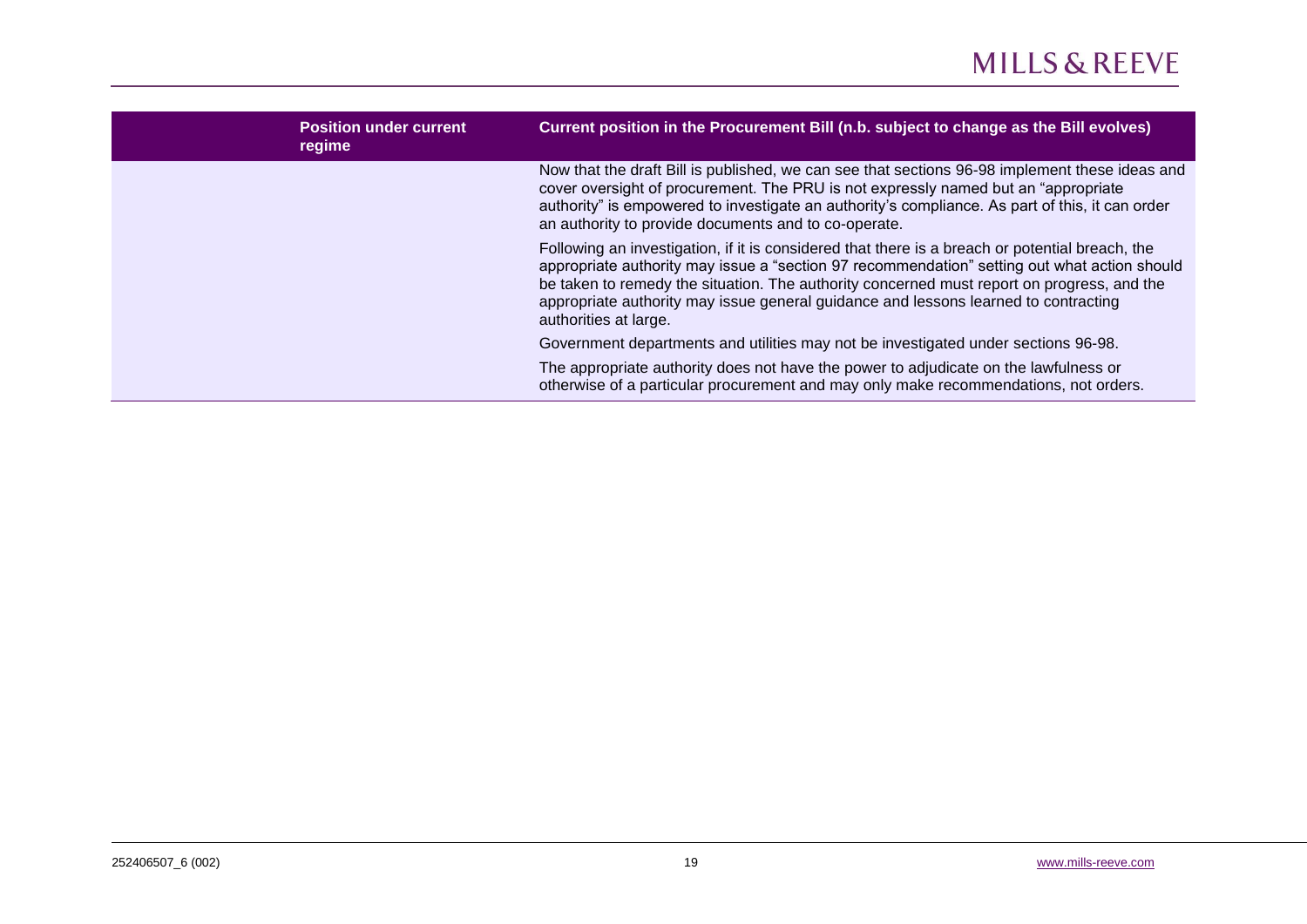| Position under current regime | Current position in the Procurement Bill (n.b. subject to change as the Bill evolves) |
| --- | --- |
| | Now that the draft Bill is published, we can see that sections 96-98 implement these ideas and cover oversight of procurement. The PRU is not expressly named but an "appropriate authority" is empowered to investigate an authority's compliance. As part of this, it can order an authority to provide documents and to co-operate.<br><br>Following an investigation, if it is considered that there is a breach or potential breach, the appropriate authority may issue a "section 97 recommendation" setting out what action should be taken to remedy the situation. The authority concerned must report on progress, and the appropriate authority may issue general guidance and lessons learned to contracting authorities at large.<br><br>Government departments and utilities may not be investigated under sections 96-98.<br><br>The appropriate authority does not have the power to adjudicate on the lawfulness or otherwise of a particular procurement and may only make recommendations, not orders. |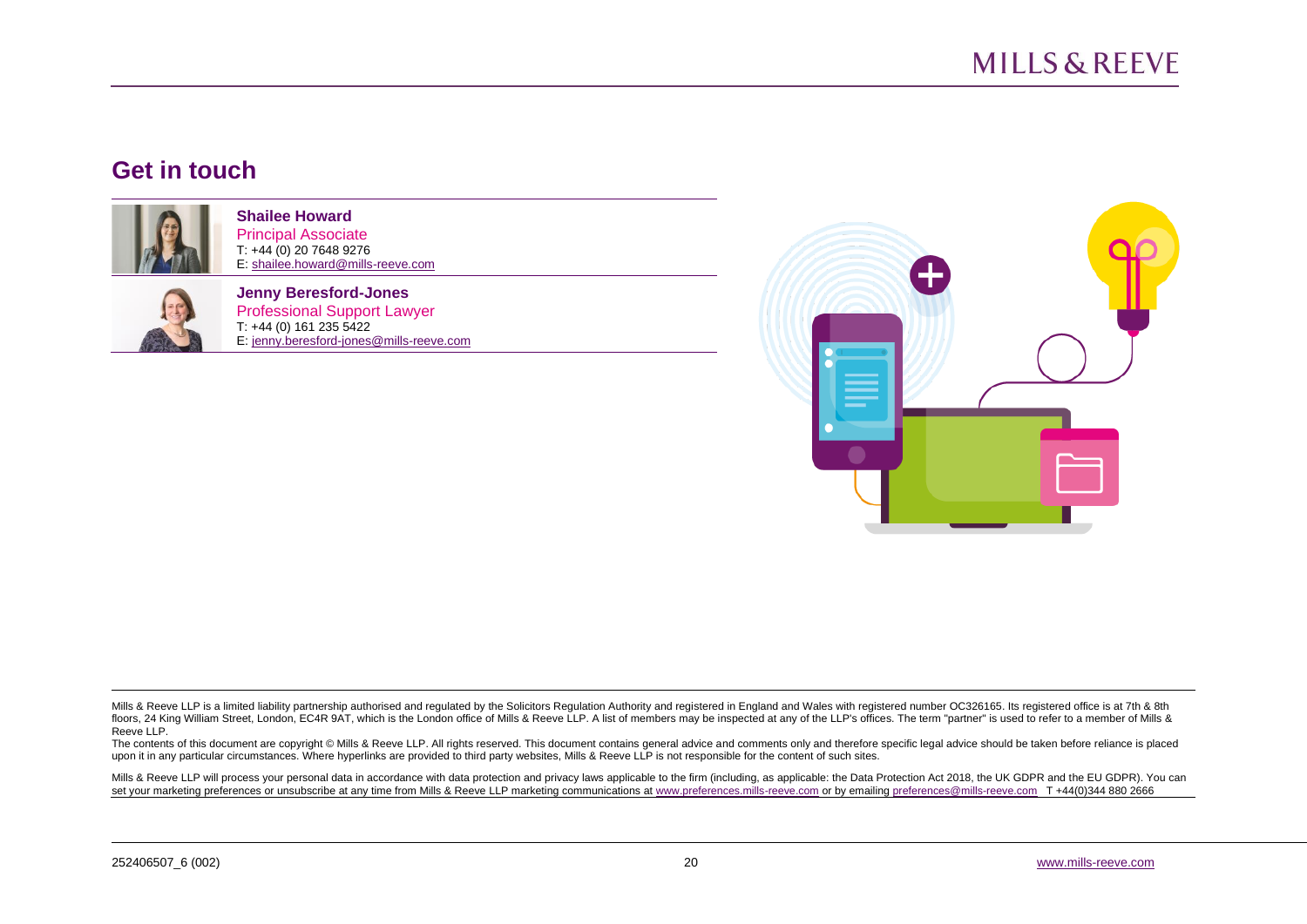## Get in touch

**Shailee Howard**
Principal Associate
T: +44 (0) 20 7648 9276
E: shailee.howard@mills-reeve.com

**Jenny Beresford-Jones**
Professional Support Lawyer
T: +44 (0) 161 235 5422
E: jenny.beresford-jones@mills-reeve.com

Mills & Reeve LLP is a limited liability partnership authorised and regulated by the Solicitors Regulation Authority and registered in England and Wales with registered number OC326165. Its registered office is at 7th & 8th floors, 24 King William Street, London, EC4R 9AT, which is the London office of Mills & Reeve LLP. A list of members may be inspected at any of the LLP's offices. The term "partner" is used to refer to a member of Mills & Reeve LLP.

The contents of this document are copyright © Mills & Reeve LLP. All rights reserved. This document contains general advice and comments only and therefore specific legal advice should be taken before reliance is placed upon it in any particular circumstances. Where hyperlinks are provided to third party websites, Mills & Reeve LLP is not responsible for the content of such sites.

Mills & Reeve LLP will process your personal data in accordance with data protection and privacy laws applicable to the firm (including, as applicable: the Data Protection Act 2018, the UK GDPR and the EU GDPR). You can set your marketing preferences or unsubscribe at any time from Mills & Reeve LLP marketing communications at www.preferences.mills-reeve.com or by emailing preferences@mills-reeve.com T +44(0)344 880 2666

252406507_6 (002)